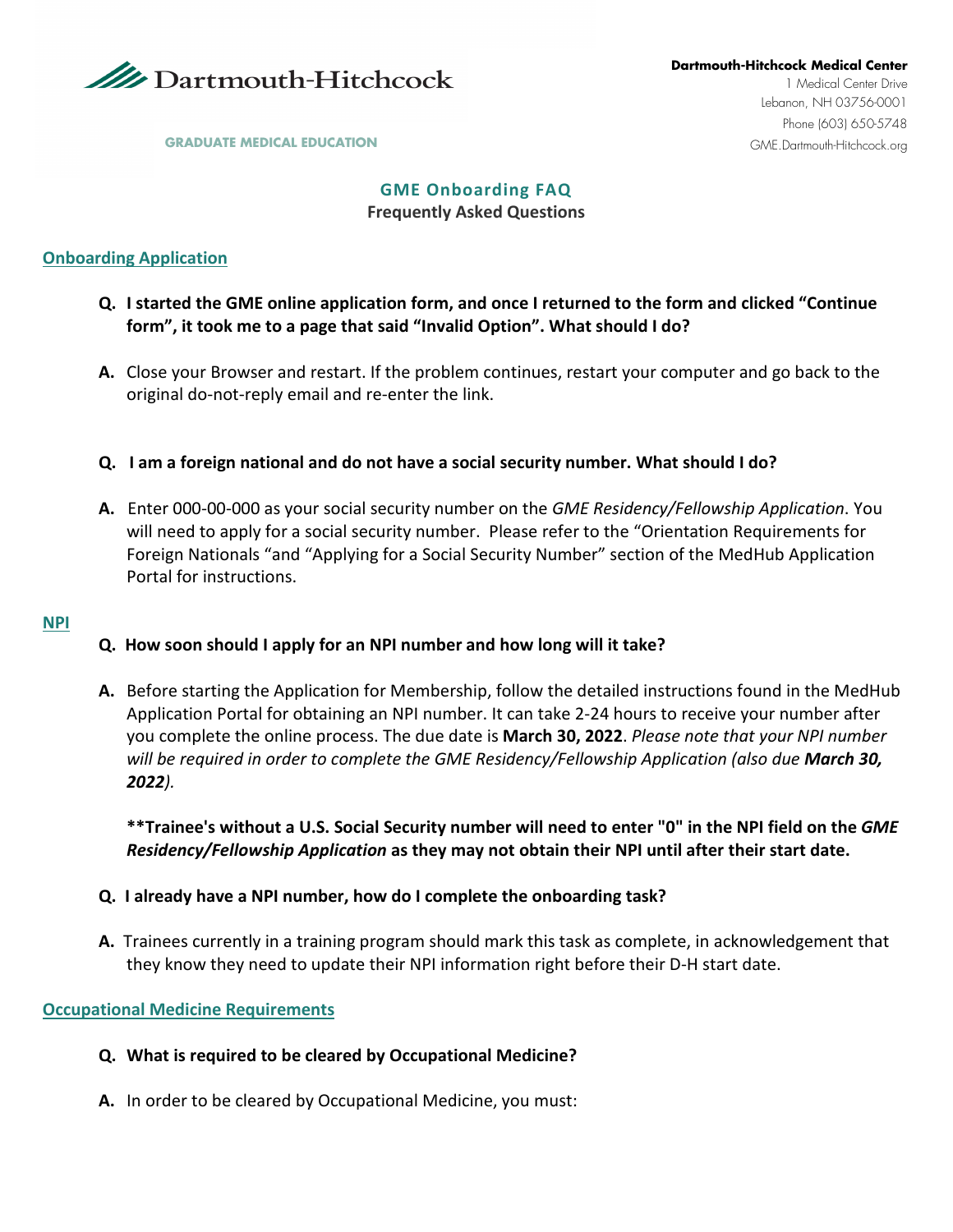Dartmouth-Hitchcock

GRADUATE MEDICAL EDUCATION

**Dartmouth-Hitchcock Medical Center**
1 Medical Center Drive
Lebanon, NH 03756-0001
Phone (603) 650-5748
GME.Dartmouth-Hitchcock.org

# GME Onboarding FAQ

**Frequently Asked Questions**

## Onboarding Application

**Q. I started the GME online application form, and once I returned to the form and clicked "Continue form", it took me to a page that said "Invalid Option". What should I do?**

**A.** Close your Browser and restart. If the problem continues, restart your computer and go back to the original do-not-reply email and re-enter the link.

**Q. I am a foreign national and do not have a social security number. What should I do?**

**A.** Enter 000-00-000 as your social security number on the *GME Residency/Fellowship Application*. You will need to apply for a social security number. Please refer to the "Orientation Requirements for Foreign Nationals "and "Applying for a Social Security Number" section of the MedHub Application Portal for instructions.

## NPI

**Q. How soon should I apply for an NPI number and how long will it take?**

**A.** Before starting the Application for Membership, follow the detailed instructions found in the MedHub Application Portal for obtaining an NPI number. It can take 2-24 hours to receive your number after you complete the online process. The due date is **March 30, 2022**. *Please note that your NPI number will be required in order to complete the GME Residency/Fellowship Application (also due* ***March 30, 2022****).*

**\*\*Trainee's without a U.S. Social Security number will need to enter "0" in the NPI field on the *GME Residency/Fellowship Application* as they may not obtain their NPI until after their start date.**

**Q. I already have a NPI number, how do I complete the onboarding task?**

**A.** Trainees currently in a training program should mark this task as complete, in acknowledgement that they know they need to update their NPI information right before their D-H start date.

## Occupational Medicine Requirements

**Q. What is required to be cleared by Occupational Medicine?**

**A.** In order to be cleared by Occupational Medicine, you must: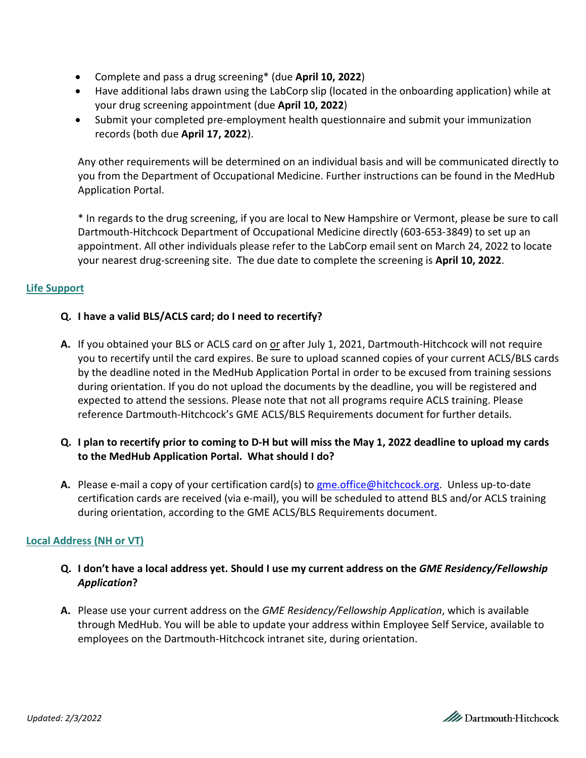- Complete and pass a drug screening* (due **April 10, 2022**)
- Have additional labs drawn using the LabCorp slip (located in the onboarding application) while at your drug screening appointment (due **April 10, 2022**)
- Submit your completed pre-employment health questionnaire and submit your immunization records (both due **April 17, 2022**).

Any other requirements will be determined on an individual basis and will be communicated directly to you from the Department of Occupational Medicine. Further instructions can be found in the MedHub Application Portal.

* In regards to the drug screening, if you are local to New Hampshire or Vermont, please be sure to call Dartmouth-Hitchcock Department of Occupational Medicine directly (603-653-3849) to set up an appointment. All other individuals please refer to the LabCorp email sent on March 24, 2022 to locate your nearest drug-screening site. The due date to complete the screening is **April 10, 2022**.

## Life Support

**Q. I have a valid BLS/ACLS card; do I need to recertify?**

**A.** If you obtained your BLS or ACLS card on <u>or</u> after July 1, 2021, Dartmouth-Hitchcock will not require you to recertify until the card expires. Be sure to upload scanned copies of your current ACLS/BLS cards by the deadline noted in the MedHub Application Portal in order to be excused from training sessions during orientation. If you do not upload the documents by the deadline, you will be registered and expected to attend the sessions. Please note that not all programs require ACLS training. Please reference Dartmouth-Hitchcock's GME ACLS/BLS Requirements document for further details.

**Q. I plan to recertify prior to coming to D-H but will miss the May 1, 2022 deadline to upload my cards to the MedHub Application Portal. What should I do?**

**A.** Please e-mail a copy of your certification card(s) to gme.office@hitchcock.org. Unless up-to-date certification cards are received (via e-mail), you will be scheduled to attend BLS and/or ACLS training during orientation, according to the GME ACLS/BLS Requirements document.

## Local Address (NH or VT)

**Q. I don't have a local address yet. Should I use my current address on the *GME Residency/Fellowship Application*?**

**A.** Please use your current address on the *GME Residency/Fellowship Application*, which is available through MedHub. You will be able to update your address within Employee Self Service, available to employees on the Dartmouth-Hitchcock intranet site, during orientation.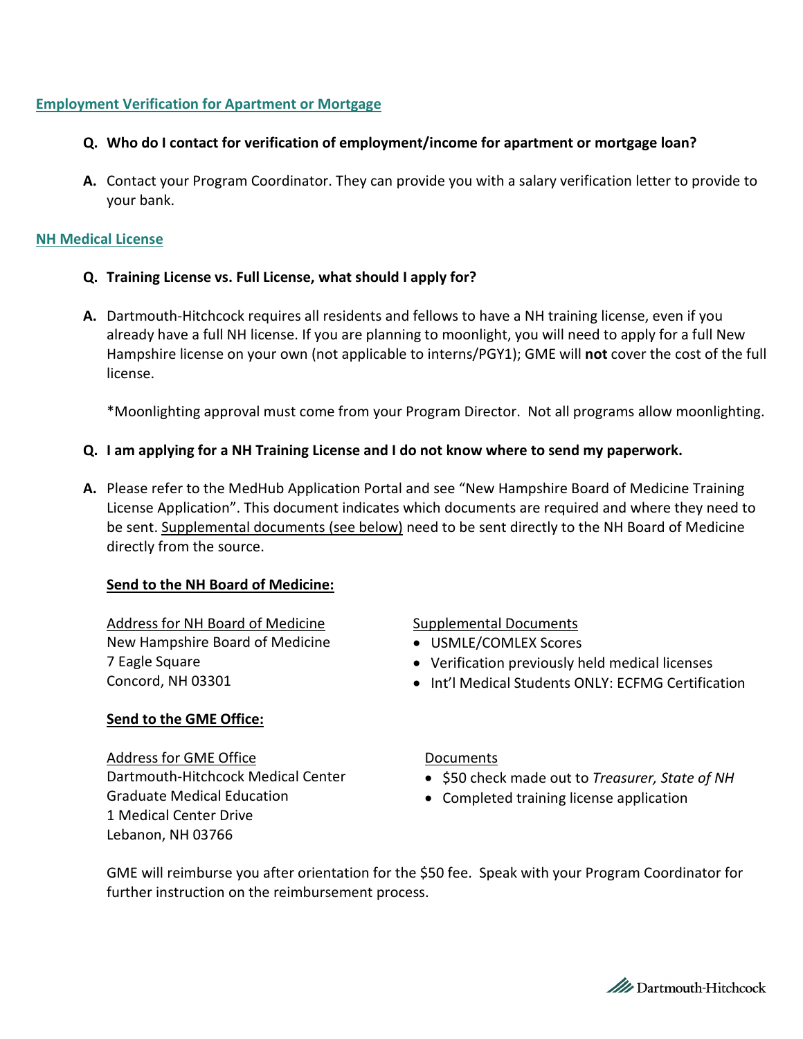## Employment Verification for Apartment or Mortgage

**Q. Who do I contact for verification of employment/income for apartment or mortgage loan?**

**A.** Contact your Program Coordinator. They can provide you with a salary verification letter to provide to your bank.

## NH Medical License

**Q. Training License vs. Full License, what should I apply for?**

**A.** Dartmouth-Hitchcock requires all residents and fellows to have a NH training license, even if you already have a full NH license. If you are planning to moonlight, you will need to apply for a full New Hampshire license on your own (not applicable to interns/PGY1); GME will **not** cover the cost of the full license.

*Moonlighting approval must come from your Program Director. Not all programs allow moonlighting.

**Q. I am applying for a NH Training License and I do not know where to send my paperwork.**

**A.** Please refer to the MedHub Application Portal and see "New Hampshire Board of Medicine Training License Application". This document indicates which documents are required and where they need to be sent. Supplemental documents (see below) need to be sent directly to the NH Board of Medicine directly from the source.

**Send to the NH Board of Medicine:**

Address for NH Board of Medicine
New Hampshire Board of Medicine
7 Eagle Square
Concord, NH 03301

Supplemental Documents
- USMLE/COMLEX Scores
- Verification previously held medical licenses
- Int'l Medical Students ONLY: ECFMG Certification

**Send to the GME Office:**

Address for GME Office
Dartmouth-Hitchcock Medical Center
Graduate Medical Education
1 Medical Center Drive
Lebanon, NH 03766

Documents
- $50 check made out to *Treasurer, State of NH*
- Completed training license application

GME will reimburse you after orientation for the $50 fee. Speak with your Program Coordinator for further instruction on the reimbursement process.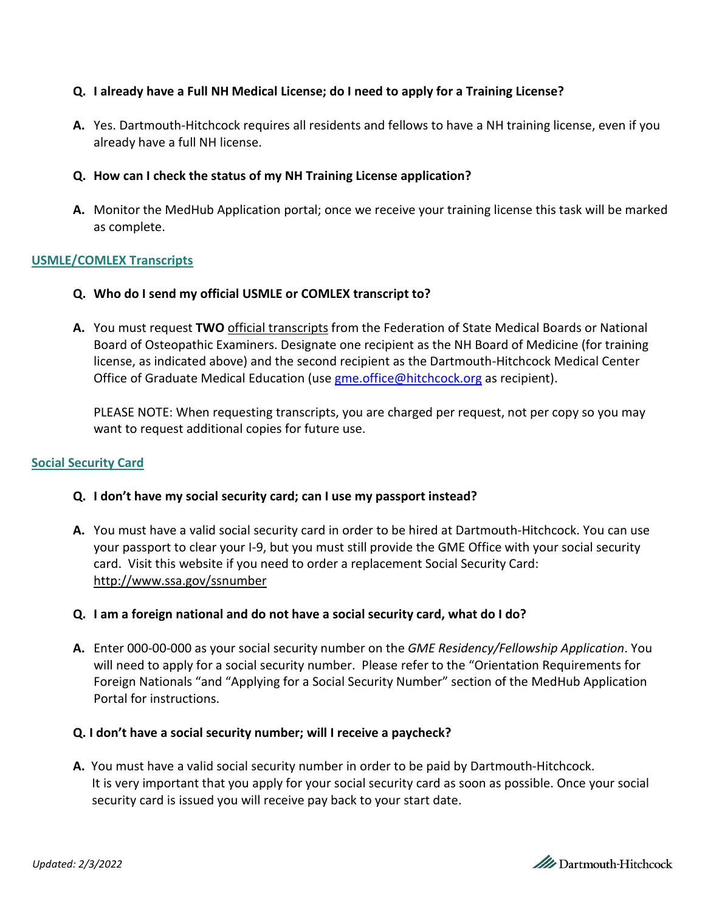**Q. I already have a Full NH Medical License; do I need to apply for a Training License?**

**A.** Yes. Dartmouth-Hitchcock requires all residents and fellows to have a NH training license, even if you already have a full NH license.

**Q. How can I check the status of my NH Training License application?**

**A.** Monitor the MedHub Application portal; once we receive your training license this task will be marked as complete.

## USMLE/COMLEX Transcripts

**Q. Who do I send my official USMLE or COMLEX transcript to?**

**A.** You must request **TWO** official transcripts from the Federation of State Medical Boards or National Board of Osteopathic Examiners. Designate one recipient as the NH Board of Medicine (for training license, as indicated above) and the second recipient as the Dartmouth-Hitchcock Medical Center Office of Graduate Medical Education (use gme.office@hitchcock.org as recipient).

PLEASE NOTE: When requesting transcripts, you are charged per request, not per copy so you may want to request additional copies for future use.

## Social Security Card

**Q. I don't have my social security card; can I use my passport instead?**

**A.** You must have a valid social security card in order to be hired at Dartmouth-Hitchcock. You can use your passport to clear your I-9, but you must still provide the GME Office with your social security card. Visit this website if you need to order a replacement Social Security Card: http://www.ssa.gov/ssnumber

**Q. I am a foreign national and do not have a social security card, what do I do?**

**A.** Enter 000-00-000 as your social security number on the *GME Residency/Fellowship Application*. You will need to apply for a social security number. Please refer to the "Orientation Requirements for Foreign Nationals "and "Applying for a Social Security Number" section of the MedHub Application Portal for instructions.

**Q. I don't have a social security number; will I receive a paycheck?**

**A.** You must have a valid social security number in order to be paid by Dartmouth-Hitchcock. It is very important that you apply for your social security card as soon as possible. Once your social security card is issued you will receive pay back to your start date.

*Updated: 2/3/2022*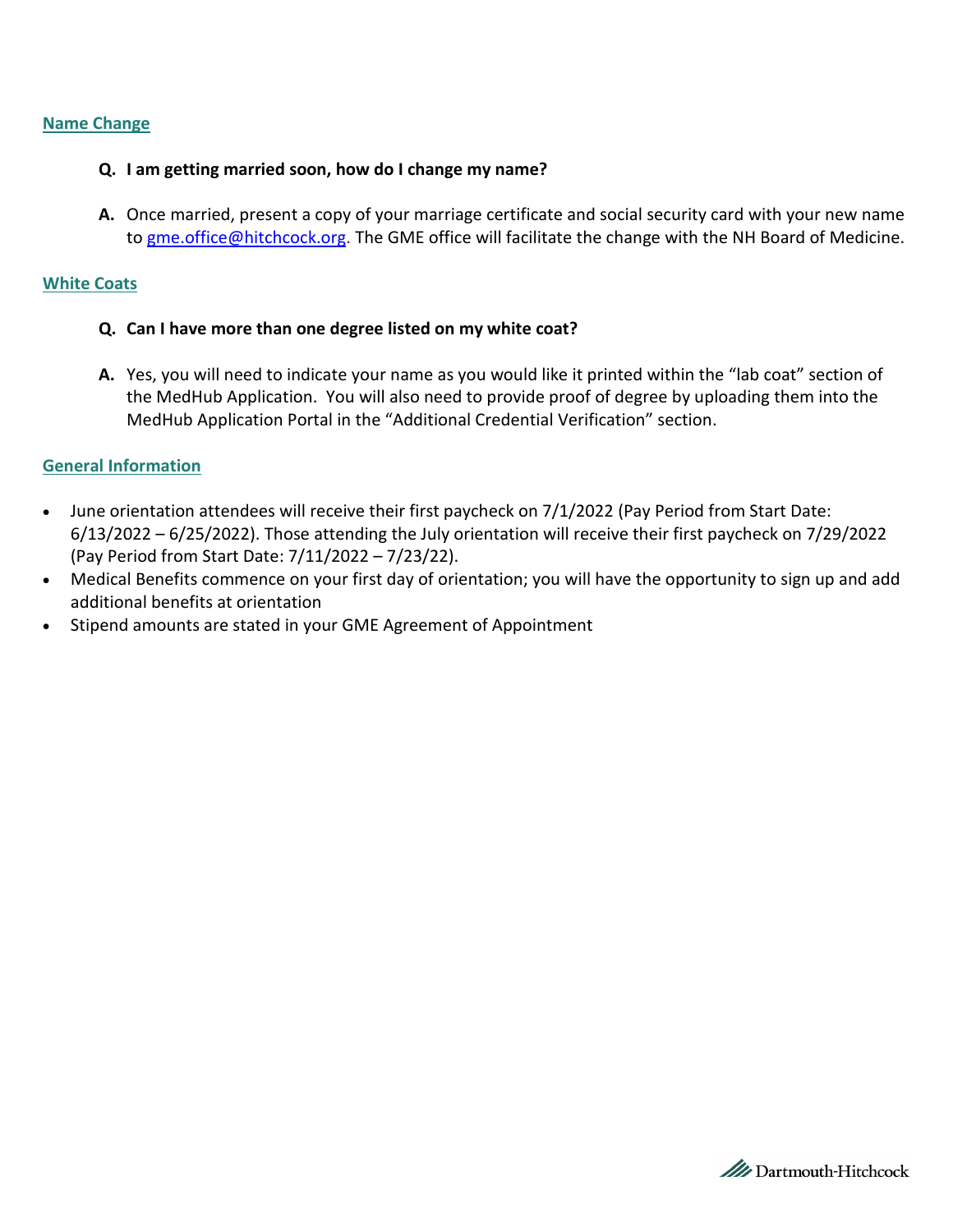## Name Change

**Q. I am getting married soon, how do I change my name?**

**A.** Once married, present a copy of your marriage certificate and social security card with your new name to [gme.office@hitchcock.org](mailto:gme.office@hitchcock.org). The GME office will facilitate the change with the NH Board of Medicine.

## White Coats

**Q. Can I have more than one degree listed on my white coat?**

**A.** Yes, you will need to indicate your name as you would like it printed within the "lab coat" section of the MedHub Application. You will also need to provide proof of degree by uploading them into the MedHub Application Portal in the "Additional Credential Verification" section.

## General Information

- June orientation attendees will receive their first paycheck on 7/1/2022 (Pay Period from Start Date: 6/13/2022 – 6/25/2022). Those attending the July orientation will receive their first paycheck on 7/29/2022 (Pay Period from Start Date: 7/11/2022 – 7/23/22).
- Medical Benefits commence on your first day of orientation; you will have the opportunity to sign up and add additional benefits at orientation
- Stipend amounts are stated in your GME Agreement of Appointment